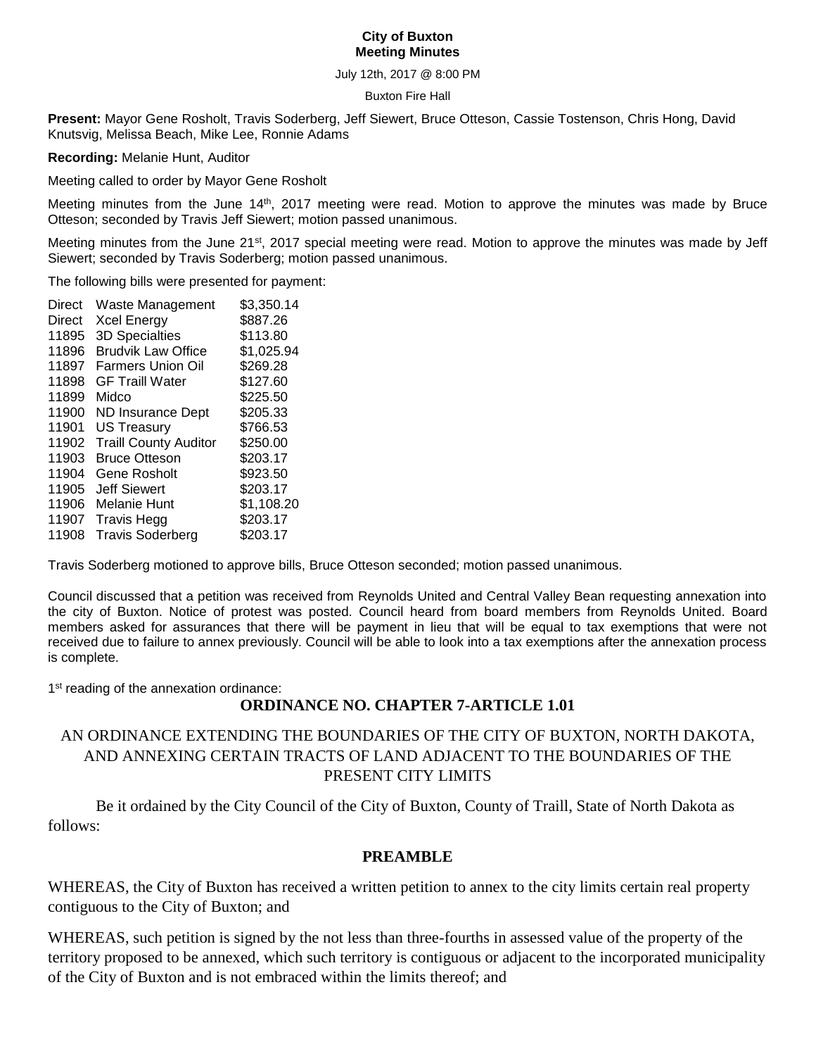**City of Buxton**
**Meeting Minutes**

July 12th, 2017 @ 8:00 PM

Buxton Fire Hall

**Present:** Mayor Gene Rosholt, Travis Soderberg, Jeff Siewert, Bruce Otteson, Cassie Tostenson, Chris Hong, David Knutsvig, Melissa Beach, Mike Lee, Ronnie Adams

**Recording:** Melanie Hunt, Auditor

Meeting called to order by Mayor Gene Rosholt

Meeting minutes from the June 14th, 2017 meeting were read. Motion to approve the minutes was made by Bruce Otteson; seconded by Travis Jeff Siewert; motion passed unanimous.

Meeting minutes from the June 21st, 2017 special meeting were read. Motion to approve the minutes was made by Jeff Siewert; seconded by Travis Soderberg; motion passed unanimous.

The following bills were presented for payment:

| | | |
|---|---|---|
| Direct | Waste Management | $3,350.14 |
| Direct | Xcel Energy | $887.26 |
| 11895 | 3D Specialties | $113.80 |
| 11896 | Brudvik Law Office | $1,025.94 |
| 11897 | Farmers Union Oil | $269.28 |
| 11898 | GF Traill Water | $127.60 |
| 11899 | Midco | $225.50 |
| 11900 | ND Insurance Dept | $205.33 |
| 11901 | US Treasury | $766.53 |
| 11902 | Traill County Auditor | $250.00 |
| 11903 | Bruce Otteson | $203.17 |
| 11904 | Gene Rosholt | $923.50 |
| 11905 | Jeff Siewert | $203.17 |
| 11906 | Melanie Hunt | $1,108.20 |
| 11907 | Travis Hegg | $203.17 |
| 11908 | Travis Soderberg | $203.17 |

Travis Soderberg motioned to approve bills, Bruce Otteson seconded; motion passed unanimous.

Council discussed that a petition was received from Reynolds United and Central Valley Bean requesting annexation into the city of Buxton. Notice of protest was posted. Council heard from board members from Reynolds United. Board members asked for assurances that there will be payment in lieu that will be equal to tax exemptions that were not received due to failure to annex previously. Council will be able to look into a tax exemptions after the annexation process is complete.

1st reading of the annexation ordinance:

## ORDINANCE NO. CHAPTER 7-ARTICLE 1.01

AN ORDINANCE EXTENDING THE BOUNDARIES OF THE CITY OF BUXTON, NORTH DAKOTA, AND ANNEXING CERTAIN TRACTS OF LAND ADJACENT TO THE BOUNDARIES OF THE PRESENT CITY LIMITS

Be it ordained by the City Council of the City of Buxton, County of Traill, State of North Dakota as follows:

### PREAMBLE

WHEREAS, the City of Buxton has received a written petition to annex to the city limits certain real property contiguous to the City of Buxton; and

WHEREAS, such petition is signed by the not less than three-fourths in assessed value of the property of the territory proposed to be annexed, which such territory is contiguous or adjacent to the incorporated municipality of the City of Buxton and is not embraced within the limits thereof; and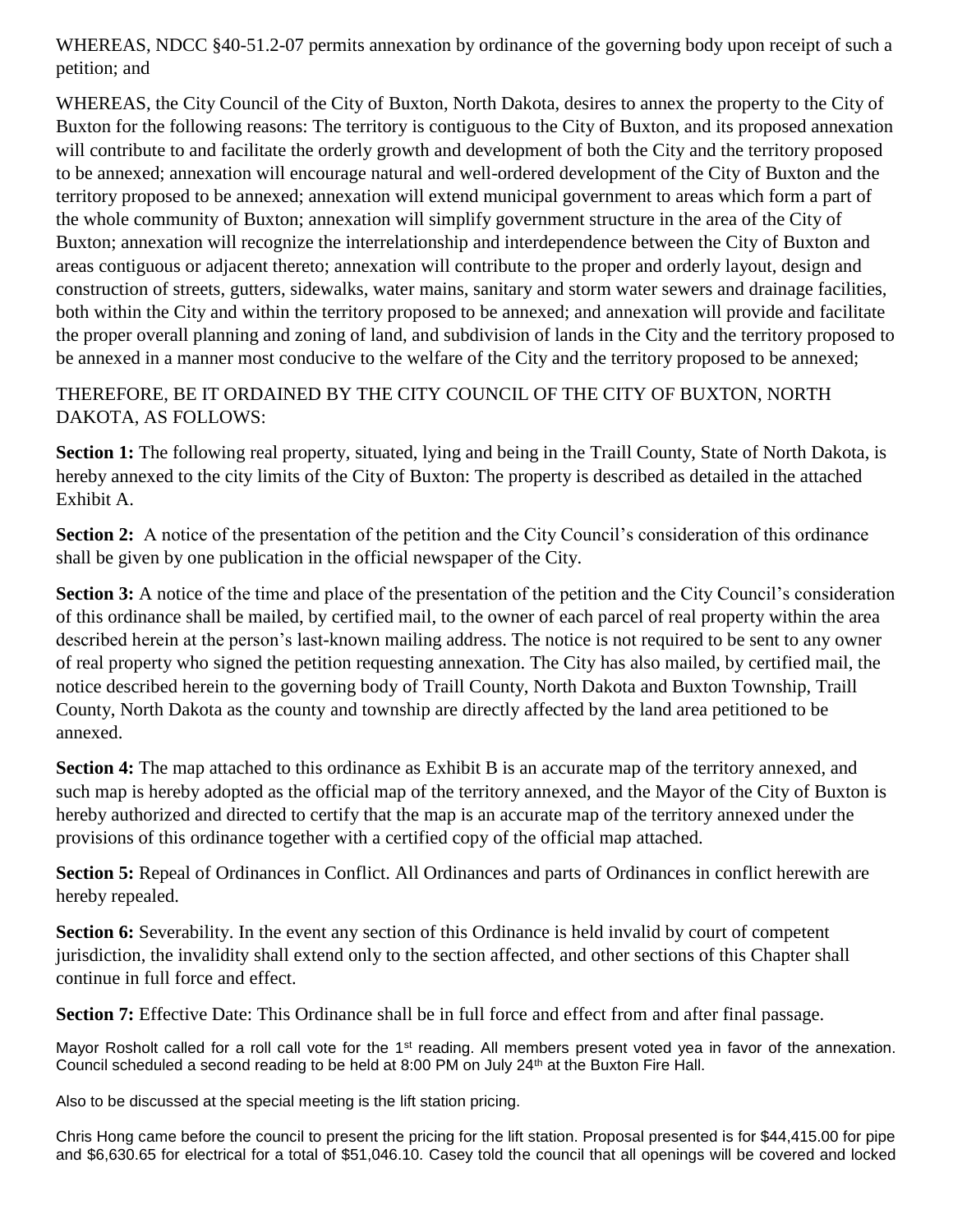WHEREAS, NDCC §40-51.2-07 permits annexation by ordinance of the governing body upon receipt of such a petition; and

WHEREAS, the City Council of the City of Buxton, North Dakota, desires to annex the property to the City of Buxton for the following reasons: The territory is contiguous to the City of Buxton, and its proposed annexation will contribute to and facilitate the orderly growth and development of both the City and the territory proposed to be annexed; annexation will encourage natural and well-ordered development of the City of Buxton and the territory proposed to be annexed; annexation will extend municipal government to areas which form a part of the whole community of Buxton; annexation will simplify government structure in the area of the City of Buxton; annexation will recognize the interrelationship and interdependence between the City of Buxton and areas contiguous or adjacent thereto; annexation will contribute to the proper and orderly layout, design and construction of streets, gutters, sidewalks, water mains, sanitary and storm water sewers and drainage facilities, both within the City and within the territory proposed to be annexed; and annexation will provide and facilitate the proper overall planning and zoning of land, and subdivision of lands in the City and the territory proposed to be annexed in a manner most conducive to the welfare of the City and the territory proposed to be annexed;

THEREFORE, BE IT ORDAINED BY THE CITY COUNCIL OF THE CITY OF BUXTON, NORTH DAKOTA, AS FOLLOWS:

**Section 1:** The following real property, situated, lying and being in the Traill County, State of North Dakota, is hereby annexed to the city limits of the City of Buxton: The property is described as detailed in the attached Exhibit A.

**Section 2:** A notice of the presentation of the petition and the City Council's consideration of this ordinance shall be given by one publication in the official newspaper of the City.

**Section 3:** A notice of the time and place of the presentation of the petition and the City Council's consideration of this ordinance shall be mailed, by certified mail, to the owner of each parcel of real property within the area described herein at the person's last-known mailing address. The notice is not required to be sent to any owner of real property who signed the petition requesting annexation. The City has also mailed, by certified mail, the notice described herein to the governing body of Traill County, North Dakota and Buxton Township, Traill County, North Dakota as the county and township are directly affected by the land area petitioned to be annexed.

**Section 4:** The map attached to this ordinance as Exhibit B is an accurate map of the territory annexed, and such map is hereby adopted as the official map of the territory annexed, and the Mayor of the City of Buxton is hereby authorized and directed to certify that the map is an accurate map of the territory annexed under the provisions of this ordinance together with a certified copy of the official map attached.

**Section 5:** Repeal of Ordinances in Conflict. All Ordinances and parts of Ordinances in conflict herewith are hereby repealed.

**Section 6:** Severability. In the event any section of this Ordinance is held invalid by court of competent jurisdiction, the invalidity shall extend only to the section affected, and other sections of this Chapter shall continue in full force and effect.

**Section 7:** Effective Date: This Ordinance shall be in full force and effect from and after final passage.

Mayor Rosholt called for a roll call vote for the 1st reading. All members present voted yea in favor of the annexation. Council scheduled a second reading to be held at 8:00 PM on July 24th at the Buxton Fire Hall.

Also to be discussed at the special meeting is the lift station pricing.

Chris Hong came before the council to present the pricing for the lift station. Proposal presented is for $44,415.00 for pipe and $6,630.65 for electrical for a total of $51,046.10. Casey told the council that all openings will be covered and locked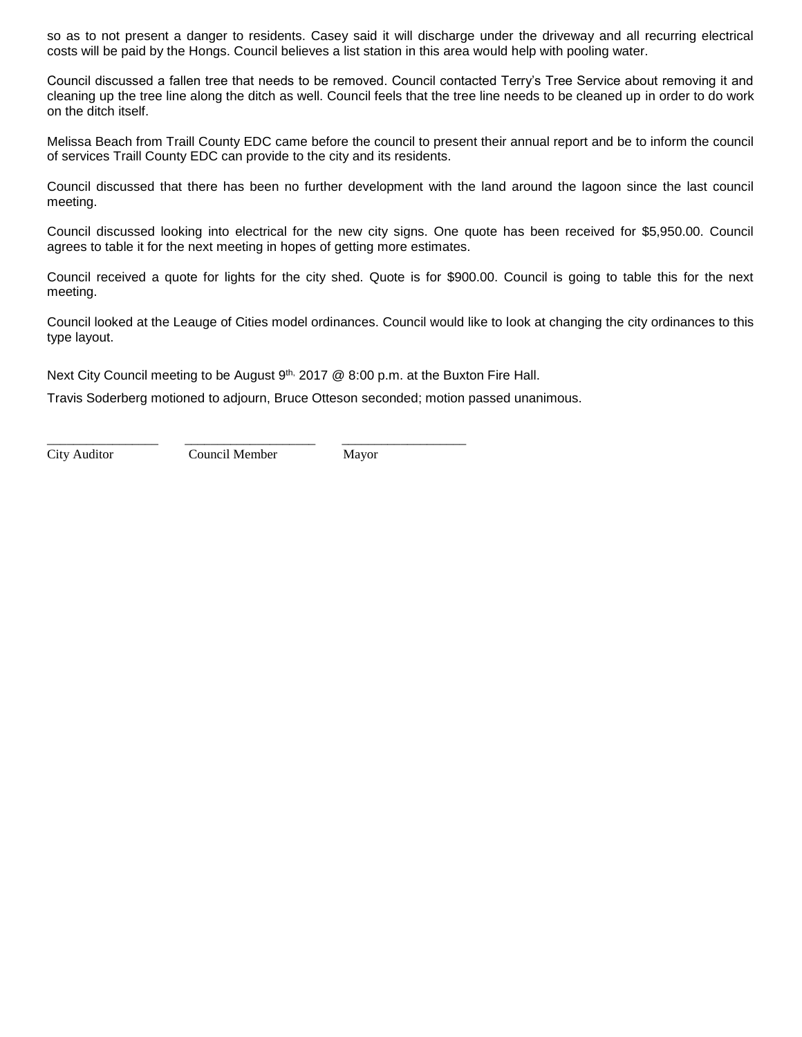so as to not present a danger to residents. Casey said it will discharge under the driveway and all recurring electrical costs will be paid by the Hongs. Council believes a list station in this area would help with pooling water.

Council discussed a fallen tree that needs to be removed. Council contacted Terry's Tree Service about removing it and cleaning up the tree line along the ditch as well. Council feels that the tree line needs to be cleaned up in order to do work on the ditch itself.

Melissa Beach from Traill County EDC came before the council to present their annual report and be to inform the council of services Traill County EDC can provide to the city and its residents.

Council discussed that there has been no further development with the land around the lagoon since the last council meeting.

Council discussed looking into electrical for the new city signs. One quote has been received for $5,950.00. Council agrees to table it for the next meeting in hopes of getting more estimates.

Council received a quote for lights for the city shed. Quote is for $900.00. Council is going to table this for the next meeting.

Council looked at the Leauge of Cities model ordinances. Council would like to look at changing the city ordinances to this type layout.

Next City Council meeting to be August 9th, 2017 @ 8:00 p.m. at the Buxton Fire Hall.

Travis Soderberg motioned to adjourn, Bruce Otteson seconded; motion passed unanimous.

________________ ___________________ __________________

City Auditor Council Member Mayor